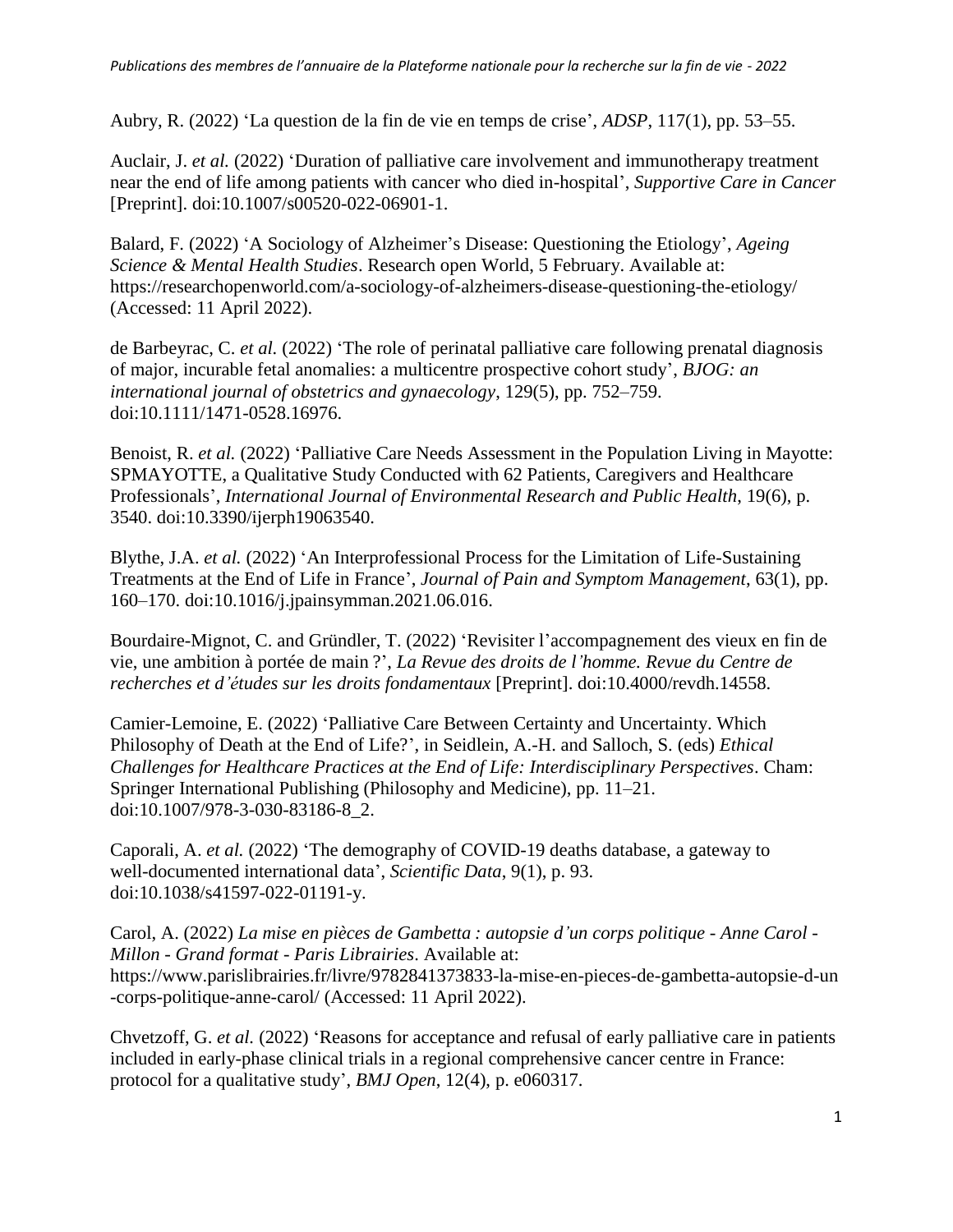Aubry, R. (2022) ‘La question de la fin de vie en temps de crise’, *ADSP*, 117(1), pp. 53–55.

Auclair, J. *et al.* (2022) ‘Duration of palliative care involvement and immunotherapy treatment near the end of life among patients with cancer who died in-hospital’, *Supportive Care in Cancer* [Preprint]. doi:10.1007/s00520-022-06901-1.

Balard, F. (2022) ‘A Sociology of Alzheimer’s Disease: Questioning the Etiology’, *Ageing Science & Mental Health Studies*. Research open World, 5 February. Available at: https://researchopenworld.com/a-sociology-of-alzheimers-disease-questioning-the-etiology/ (Accessed: 11 April 2022).

de Barbeyrac, C. *et al.* (2022) ‘The role of perinatal palliative care following prenatal diagnosis of major, incurable fetal anomalies: a multicentre prospective cohort study’, *BJOG: an international journal of obstetrics and gynaecology*, 129(5), pp. 752–759. doi:10.1111/1471-0528.16976.

Benoist, R. *et al.* (2022) ‘Palliative Care Needs Assessment in the Population Living in Mayotte: SPMAYOTTE, a Qualitative Study Conducted with 62 Patients, Caregivers and Healthcare Professionals’, *International Journal of Environmental Research and Public Health*, 19(6), p. 3540. doi:10.3390/ijerph19063540.

Blythe, J.A. *et al.* (2022) ‘An Interprofessional Process for the Limitation of Life-Sustaining Treatments at the End of Life in France’, *Journal of Pain and Symptom Management*, 63(1), pp. 160–170. doi:10.1016/j.jpainsymman.2021.06.016.

Bourdaire-Mignot, C. and Gründler, T. (2022) ‘Revisiter l’accompagnement des vieux en fin de vie, une ambition à portée de main ?’, *La Revue des droits de l’homme. Revue du Centre de recherches et d’études sur les droits fondamentaux* [Preprint]. doi:10.4000/revdh.14558.

Camier-Lemoine, E. (2022) ‘Palliative Care Between Certainty and Uncertainty. Which Philosophy of Death at the End of Life?’, in Seidlein, A.-H. and Salloch, S. (eds) *Ethical Challenges for Healthcare Practices at the End of Life: Interdisciplinary Perspectives*. Cham: Springer International Publishing (Philosophy and Medicine), pp. 11–21. doi:10.1007/978-3-030-83186-8_2.

Caporali, A. *et al.* (2022) ‘The demography of COVID-19 deaths database, a gateway to well-documented international data’, *Scientific Data*, 9(1), p. 93. doi:10.1038/s41597-022-01191-y.

Carol, A. (2022) *La mise en pièces de Gambetta : autopsie d’un corps politique - Anne Carol - Millon - Grand format - Paris Librairies*. Available at: https://www.parislibrairies.fr/livre/9782841373833-la-mise-en-pieces-de-gambetta-autopsie-d-un-corps-politique-anne-carol/ (Accessed: 11 April 2022).

Chvetzoff, G. *et al.* (2022) ‘Reasons for acceptance and refusal of early palliative care in patients included in early-phase clinical trials in a regional comprehensive cancer centre in France: protocol for a qualitative study’, *BMJ Open*, 12(4), p. e060317.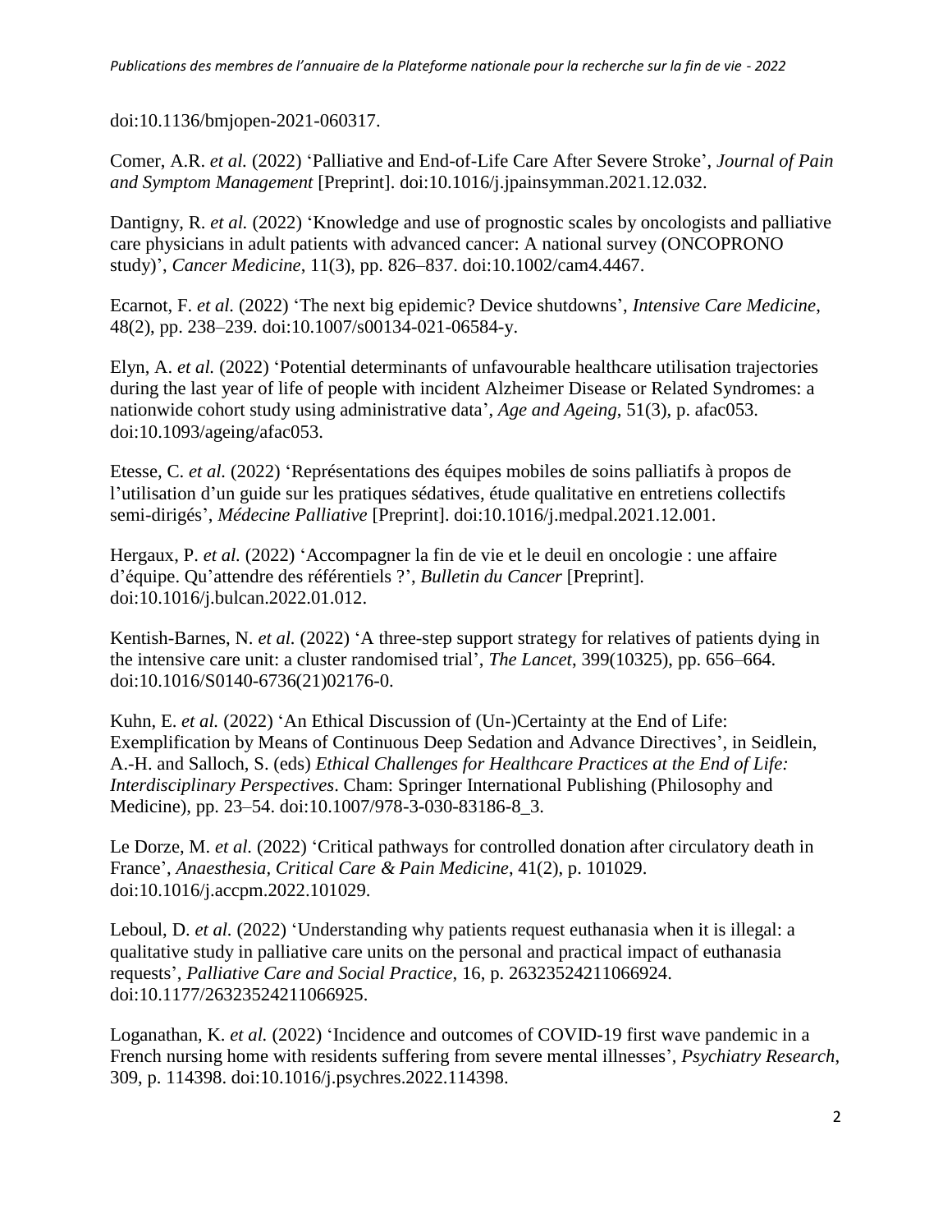doi:10.1136/bmjopen-2021-060317.

Comer, A.R. *et al.* (2022) 'Palliative and End-of-Life Care After Severe Stroke', *Journal of Pain and Symptom Management* [Preprint]. doi:10.1016/j.jpainsymman.2021.12.032.

Dantigny, R. *et al.* (2022) 'Knowledge and use of prognostic scales by oncologists and palliative care physicians in adult patients with advanced cancer: A national survey (ONCOPRONO study)', *Cancer Medicine*, 11(3), pp. 826–837. doi:10.1002/cam4.4467.

Ecarnot, F. *et al.* (2022) 'The next big epidemic? Device shutdowns', *Intensive Care Medicine*, 48(2), pp. 238–239. doi:10.1007/s00134-021-06584-y.

Elyn, A. *et al.* (2022) 'Potential determinants of unfavourable healthcare utilisation trajectories during the last year of life of people with incident Alzheimer Disease or Related Syndromes: a nationwide cohort study using administrative data', *Age and Ageing*, 51(3), p. afac053. doi:10.1093/ageing/afac053.

Etesse, C. *et al.* (2022) 'Représentations des équipes mobiles de soins palliatifs à propos de l'utilisation d'un guide sur les pratiques sédatives, étude qualitative en entretiens collectifs semi-dirigés', *Médecine Palliative* [Preprint]. doi:10.1016/j.medpal.2021.12.001.

Hergaux, P. *et al.* (2022) 'Accompagner la fin de vie et le deuil en oncologie : une affaire d'équipe. Qu'attendre des référentiels ?', *Bulletin du Cancer* [Preprint]. doi:10.1016/j.bulcan.2022.01.012.

Kentish-Barnes, N. *et al.* (2022) 'A three-step support strategy for relatives of patients dying in the intensive care unit: a cluster randomised trial', *The Lancet*, 399(10325), pp. 656–664. doi:10.1016/S0140-6736(21)02176-0.

Kuhn, E. *et al.* (2022) 'An Ethical Discussion of (Un-)Certainty at the End of Life: Exemplification by Means of Continuous Deep Sedation and Advance Directives', in Seidlein, A.-H. and Salloch, S. (eds) *Ethical Challenges for Healthcare Practices at the End of Life: Interdisciplinary Perspectives*. Cham: Springer International Publishing (Philosophy and Medicine), pp. 23–54. doi:10.1007/978-3-030-83186-8_3.

Le Dorze, M. *et al.* (2022) 'Critical pathways for controlled donation after circulatory death in France', *Anaesthesia, Critical Care & Pain Medicine*, 41(2), p. 101029. doi:10.1016/j.accpm.2022.101029.

Leboul, D. *et al.* (2022) 'Understanding why patients request euthanasia when it is illegal: a qualitative study in palliative care units on the personal and practical impact of euthanasia requests', *Palliative Care and Social Practice*, 16, p. 26323524211066924. doi:10.1177/26323524211066925.

Loganathan, K. *et al.* (2022) 'Incidence and outcomes of COVID-19 first wave pandemic in a French nursing home with residents suffering from severe mental illnesses', *Psychiatry Research*, 309, p. 114398. doi:10.1016/j.psychres.2022.114398.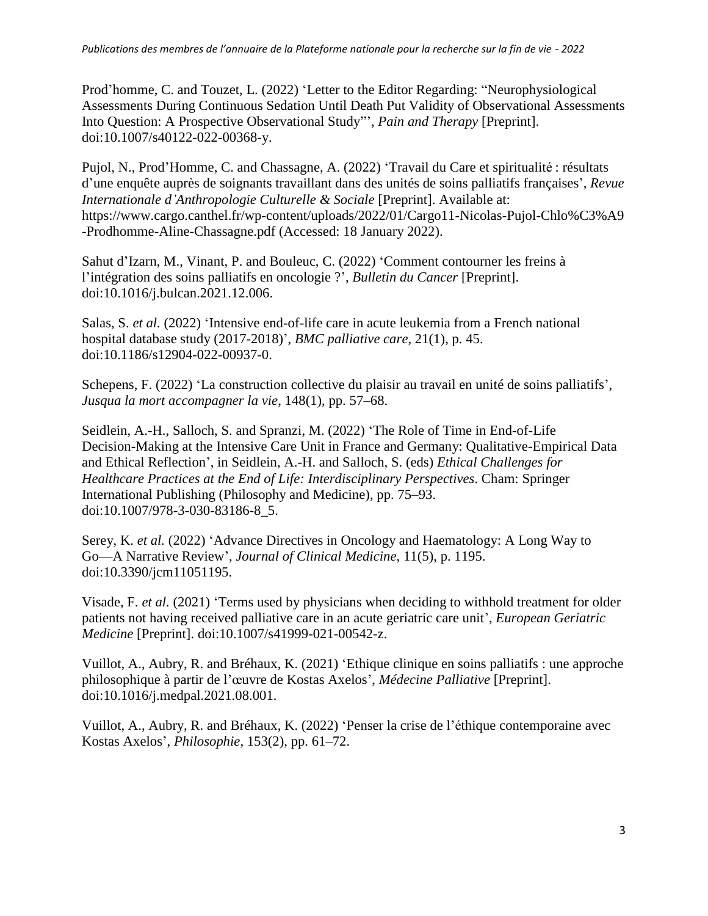Prod'homme, C. and Touzet, L. (2022) 'Letter to the Editor Regarding: "Neurophysiological Assessments During Continuous Sedation Until Death Put Validity of Observational Assessments Into Question: A Prospective Observational Study"', *Pain and Therapy* [Preprint]. doi:10.1007/s40122-022-00368-y.

Pujol, N., Prod'Homme, C. and Chassagne, A. (2022) 'Travail du Care et spiritualité : résultats d'une enquête auprès de soignants travaillant dans des unités de soins palliatifs françaises', *Revue Internationale d'Anthropologie Culturelle & Sociale* [Preprint]. Available at: https://www.cargo.canthel.fr/wp-content/uploads/2022/01/Cargo11-Nicolas-Pujol-Chlo%C3%A9-Prodhomme-Aline-Chassagne.pdf (Accessed: 18 January 2022).

Sahut d'Izarn, M., Vinant, P. and Bouleuc, C. (2022) 'Comment contourner les freins à l'intégration des soins palliatifs en oncologie ?', *Bulletin du Cancer* [Preprint]. doi:10.1016/j.bulcan.2021.12.006.

Salas, S. *et al.* (2022) 'Intensive end-of-life care in acute leukemia from a French national hospital database study (2017-2018)', *BMC palliative care*, 21(1), p. 45. doi:10.1186/s12904-022-00937-0.

Schepens, F. (2022) 'La construction collective du plaisir au travail en unité de soins palliatifs', *Jusqua la mort accompagner la vie*, 148(1), pp. 57–68.

Seidlein, A.-H., Salloch, S. and Spranzi, M. (2022) 'The Role of Time in End-of-Life Decision-Making at the Intensive Care Unit in France and Germany: Qualitative-Empirical Data and Ethical Reflection', in Seidlein, A.-H. and Salloch, S. (eds) *Ethical Challenges for Healthcare Practices at the End of Life: Interdisciplinary Perspectives*. Cham: Springer International Publishing (Philosophy and Medicine), pp. 75–93. doi:10.1007/978-3-030-83186-8_5.

Serey, K. *et al.* (2022) 'Advance Directives in Oncology and Haematology: A Long Way to Go—A Narrative Review', *Journal of Clinical Medicine*, 11(5), p. 1195. doi:10.3390/jcm11051195.

Visade, F. *et al.* (2021) 'Terms used by physicians when deciding to withhold treatment for older patients not having received palliative care in an acute geriatric care unit', *European Geriatric Medicine* [Preprint]. doi:10.1007/s41999-021-00542-z.

Vuillot, A., Aubry, R. and Bréhaux, K. (2021) 'Ethique clinique en soins palliatifs : une approche philosophique à partir de l'œuvre de Kostas Axelos', *Médecine Palliative* [Preprint]. doi:10.1016/j.medpal.2021.08.001.

Vuillot, A., Aubry, R. and Bréhaux, K. (2022) 'Penser la crise de l'éthique contemporaine avec Kostas Axelos', *Philosophie*, 153(2), pp. 61–72.